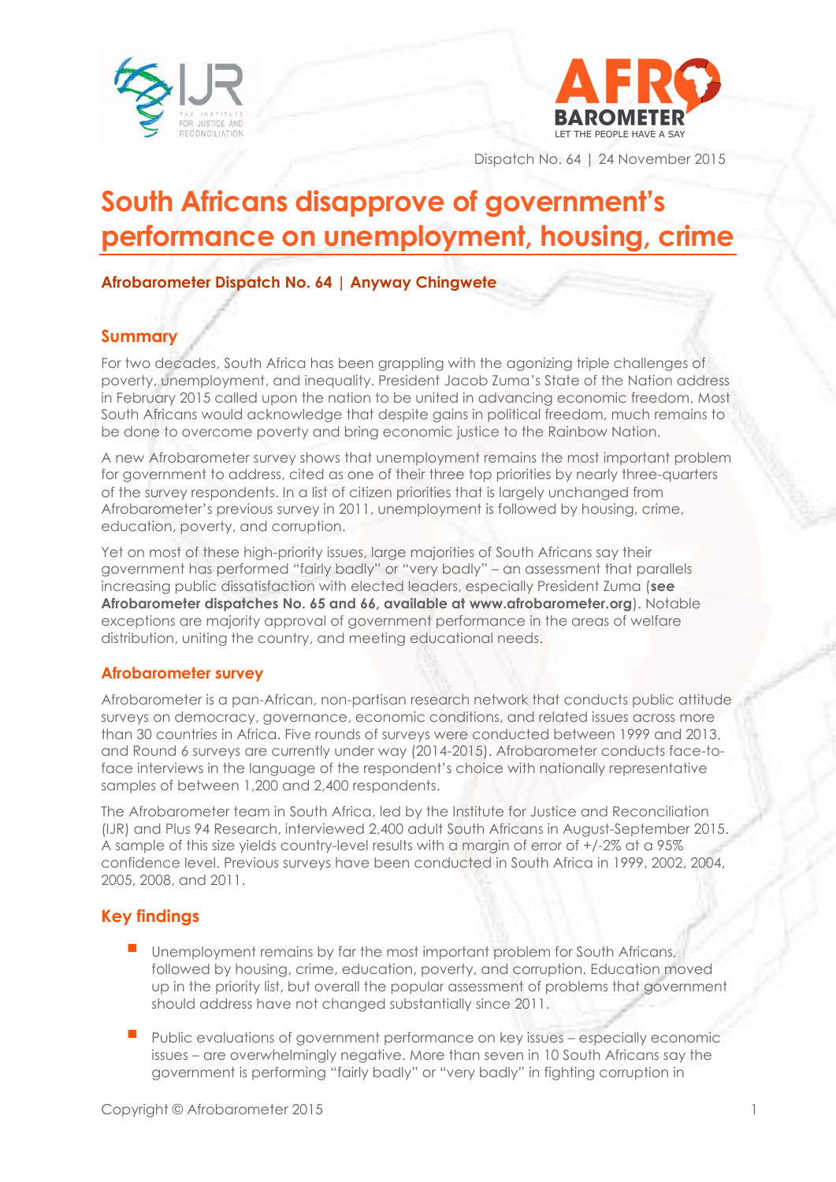Dispatch No. 64 | 24 November 2015

# South Africans disapprove of government's performance on unemployment, housing, crime

**Afrobarometer Dispatch No. 64 | Anyway Chingwete**

## Summary

For two decades, South Africa has been grappling with the agonizing triple challenges of poverty, unemployment, and inequality. President Jacob Zuma's State of the Nation address in February 2015 called upon the nation to be united in advancing economic freedom. Most South Africans would acknowledge that despite gains in political freedom, much remains to be done to overcome poverty and bring economic justice to the Rainbow Nation.

A new Afrobarometer survey shows that unemployment remains the most important problem for government to address, cited as one of their three top priorities by nearly three-quarters of the survey respondents. In a list of citizen priorities that is largely unchanged from Afrobarometer's previous survey in 2011, unemployment is followed by housing, crime, education, poverty, and corruption.

Yet on most of these high-priority issues, large majorities of South Africans say their government has performed "fairly badly" or "very badly" – an assessment that parallels increasing public dissatisfaction with elected leaders, especially President Zuma (**see Afrobarometer dispatches No. 65 and 66, available at www.afrobarometer.org**). Notable exceptions are majority approval of government performance in the areas of welfare distribution, uniting the country, and meeting educational needs.

### Afrobarometer survey

Afrobarometer is a pan-African, non-partisan research network that conducts public attitude surveys on democracy, governance, economic conditions, and related issues across more than 30 countries in Africa. Five rounds of surveys were conducted between 1999 and 2013, and Round 6 surveys are currently under way (2014-2015). Afrobarometer conducts face-to-face interviews in the language of the respondent's choice with nationally representative samples of between 1,200 and 2,400 respondents.

The Afrobarometer team in South Africa, led by the Institute for Justice and Reconciliation (IJR) and Plus 94 Research, interviewed 2,400 adult South Africans in August-September 2015. A sample of this size yields country-level results with a margin of error of +/-2% at a 95% confidence level. Previous surveys have been conducted in South Africa in 1999, 2002, 2004, 2005, 2008, and 2011.

## Key findings

- Unemployment remains by far the most important problem for South Africans, followed by housing, crime, education, poverty, and corruption. Education moved up in the priority list, but overall the popular assessment of problems that government should address have not changed substantially since 2011.
- Public evaluations of government performance on key issues – especially economic issues – are overwhelmingly negative. More than seven in 10 South Africans say the government is performing "fairly badly" or "very badly" in fighting corruption in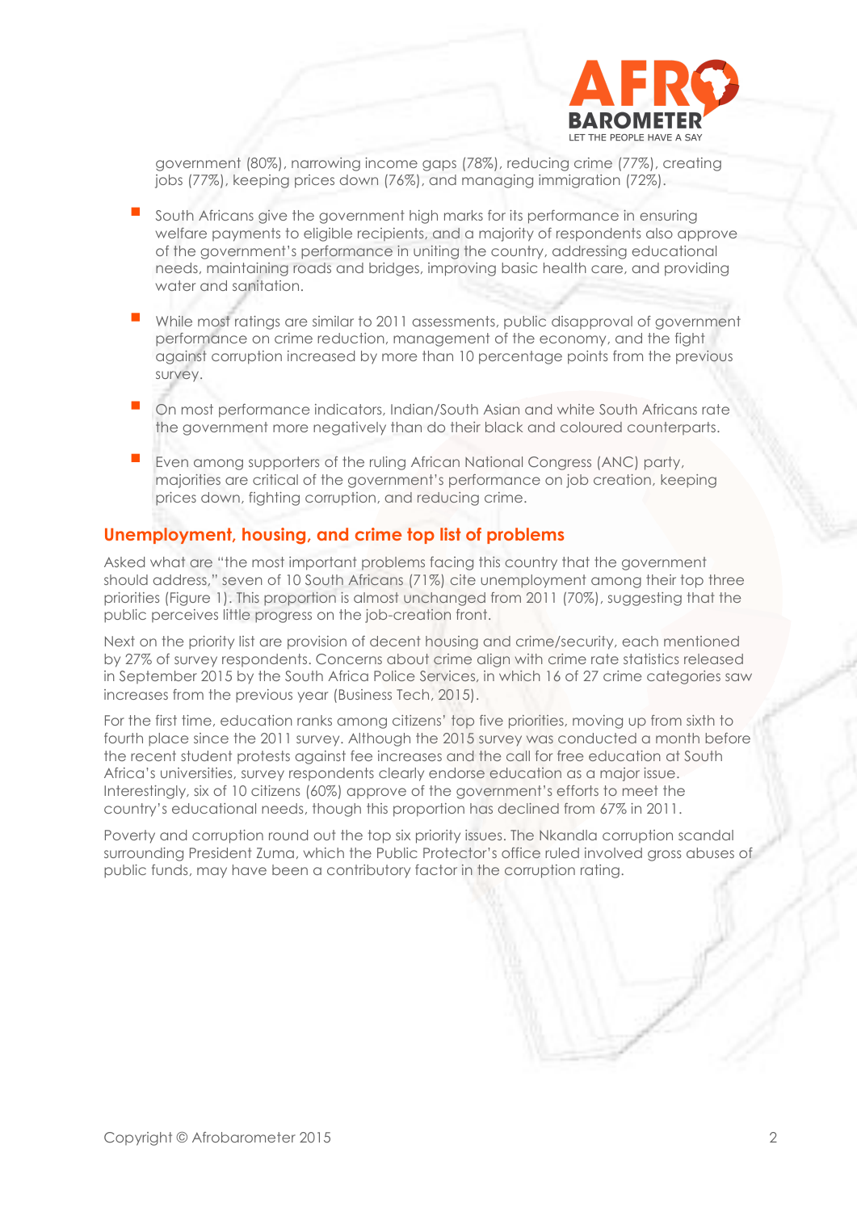government (80%), narrowing income gaps (78%), reducing crime (77%), creating jobs (77%), keeping prices down (76%), and managing immigration (72%).

- South Africans give the government high marks for its performance in ensuring welfare payments to eligible recipients, and a majority of respondents also approve of the government's performance in uniting the country, addressing educational needs, maintaining roads and bridges, improving basic health care, and providing water and sanitation.
- While most ratings are similar to 2011 assessments, public disapproval of government performance on crime reduction, management of the economy, and the fight against corruption increased by more than 10 percentage points from the previous survey.
- On most performance indicators, Indian/South Asian and white South Africans rate the government more negatively than do their black and coloured counterparts.
- Even among supporters of the ruling African National Congress (ANC) party, majorities are critical of the government's performance on job creation, keeping prices down, fighting corruption, and reducing crime.

## Unemployment, housing, and crime top list of problems

Asked what are "the most important problems facing this country that the government should address," seven of 10 South Africans (71%) cite unemployment among their top three priorities (Figure 1). This proportion is almost unchanged from 2011 (70%), suggesting that the public perceives little progress on the job-creation front.

Next on the priority list are provision of decent housing and crime/security, each mentioned by 27% of survey respondents. Concerns about crime align with crime rate statistics released in September 2015 by the South Africa Police Services, in which 16 of 27 crime categories saw increases from the previous year (Business Tech, 2015).

For the first time, education ranks among citizens' top five priorities, moving up from sixth to fourth place since the 2011 survey. Although the 2015 survey was conducted a month before the recent student protests against fee increases and the call for free education at South Africa's universities, survey respondents clearly endorse education as a major issue. Interestingly, six of 10 citizens (60%) approve of the government's efforts to meet the country's educational needs, though this proportion has declined from 67% in 2011.

Poverty and corruption round out the top six priority issues. The Nkandla corruption scandal surrounding President Zuma, which the Public Protector's office ruled involved gross abuses of public funds, may have been a contributory factor in the corruption rating.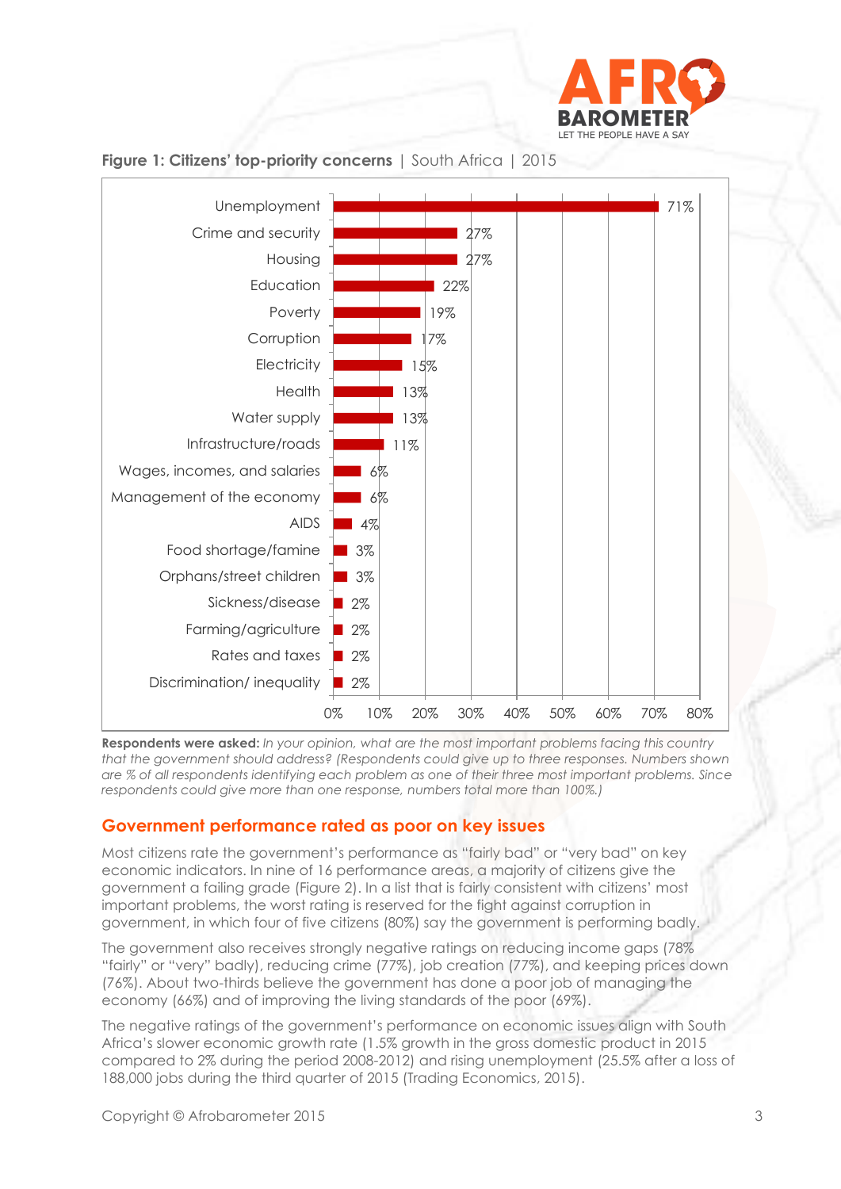**Figure 1: Citizens' top-priority concerns** | South Africa | 2015

| Concern | % |
|---|---|
| Unemployment | 71% |
| Crime and security | 27% |
| Housing | 27% |
| Education | 22% |
| Poverty | 19% |
| Corruption | 17% |
| Electricity | 15% |
| Health | 13% |
| Water supply | 13% |
| Infrastructure/roads | 11% |
| Wages, incomes, and salaries | 6% |
| Management of the economy | 6% |
| AIDS | 4% |
| Food shortage/famine | 3% |
| Orphans/street children | 3% |
| Sickness/disease | 2% |
| Farming/agriculture | 2% |
| Rates and taxes | 2% |
| Discrimination/ inequality | 2% |

**Respondents were asked:** *In your opinion, what are the most important problems facing this country that the government should address? (Respondents could give up to three responses. Numbers shown are % of all respondents identifying each problem as one of their three most important problems. Since respondents could give more than one response, numbers total more than 100%.)*

## Government performance rated as poor on key issues

Most citizens rate the government's performance as "fairly bad" or "very bad" on key economic indicators. In nine of 16 performance areas, a majority of citizens give the government a failing grade (Figure 2). In a list that is fairly consistent with citizens' most important problems, the worst rating is reserved for the fight against corruption in government, in which four of five citizens (80%) say the government is performing badly.

The government also receives strongly negative ratings on reducing income gaps (78% "fairly" or "very" badly), reducing crime (77%), job creation (77%), and keeping prices down (76%). About two-thirds believe the government has done a poor job of managing the economy (66%) and of improving the living standards of the poor (69%).

The negative ratings of the government's performance on economic issues align with South Africa's slower economic growth rate (1.5% growth in the gross domestic product in 2015 compared to 2% during the period 2008-2012) and rising unemployment (25.5% after a loss of 188,000 jobs during the third quarter of 2015 (Trading Economics, 2015).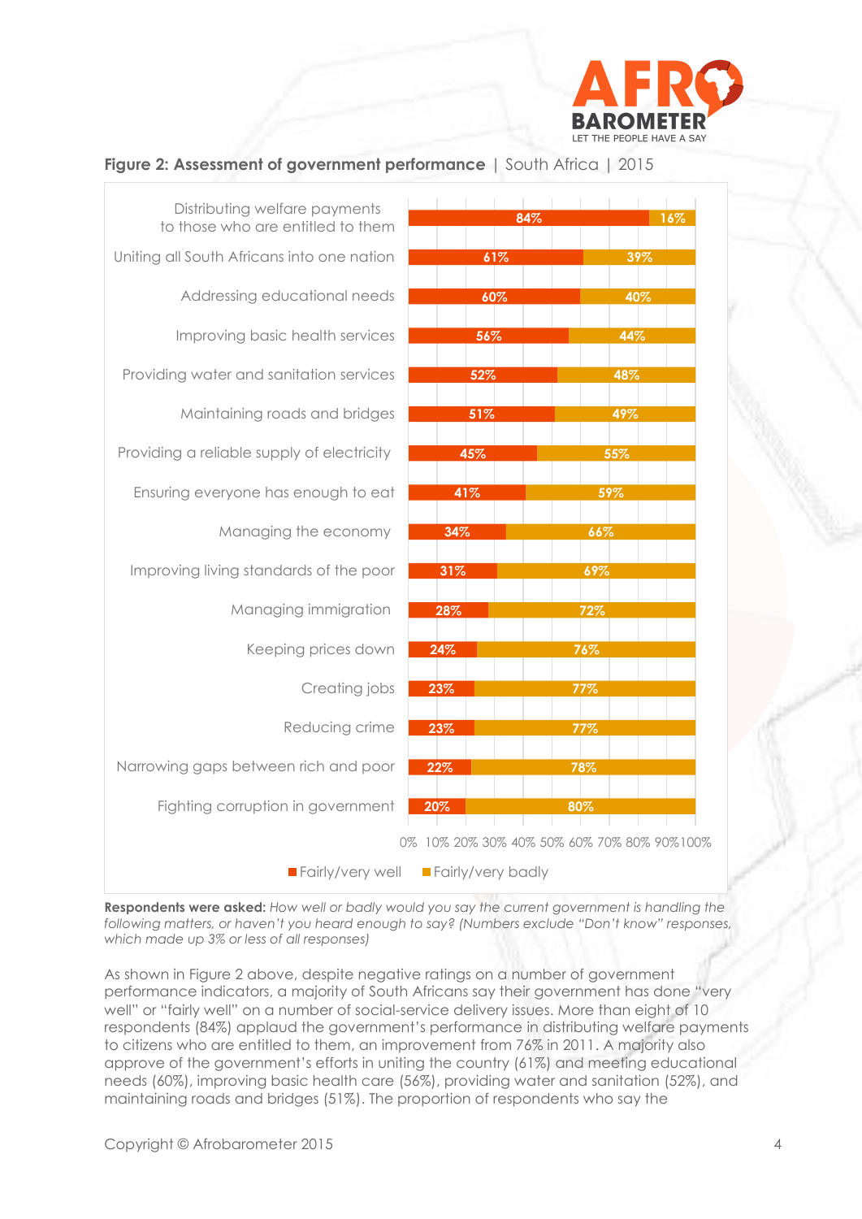**Figure 2: Assessment of government performance** | South Africa | 2015

| | Fairly/very well | Fairly/very badly |
|---|---|---|
| Distributing welfare payments to those who are entitled to them | 84% | 16% |
| Uniting all South Africans into one nation | 61% | 39% |
| Addressing educational needs | 60% | 40% |
| Improving basic health services | 56% | 44% |
| Providing water and sanitation services | 52% | 48% |
| Maintaining roads and bridges | 51% | 49% |
| Providing a reliable supply of electricity | 45% | 55% |
| Ensuring everyone has enough to eat | 41% | 59% |
| Managing the economy | 34% | 66% |
| Improving living standards of the poor | 31% | 69% |
| Managing immigration | 28% | 72% |
| Keeping prices down | 24% | 76% |
| Creating jobs | 23% | 77% |
| Reducing crime | 23% | 77% |
| Narrowing gaps between rich and poor | 22% | 78% |
| Fighting corruption in government | 20% | 80% |

**Respondents were asked:** *How well or badly would you say the current government is handling the following matters, or haven't you heard enough to say? (Numbers exclude "Don't know" responses, which made up 3% or less of all responses)*

As shown in Figure 2 above, despite negative ratings on a number of government performance indicators, a majority of South Africans say their government has done "very well" or "fairly well" on a number of social-service delivery issues. More than eight of 10 respondents (84%) applaud the government's performance in distributing welfare payments to citizens who are entitled to them, an improvement from 76% in 2011. A majority also approve of the government's efforts in uniting the country (61%) and meeting educational needs (60%), improving basic health care (56%), providing water and sanitation (52%), and maintaining roads and bridges (51%). The proportion of respondents who say the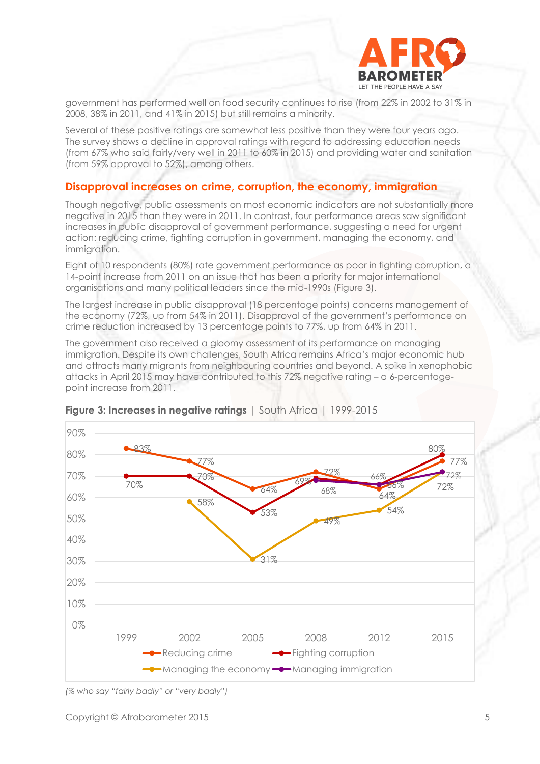government has performed well on food security continues to rise (from 22% in 2002 to 31% in 2008, 38% in 2011, and 41% in 2015) but still remains a minority.

Several of these positive ratings are somewhat less positive than they were four years ago. The survey shows a decline in approval ratings with regard to addressing education needs (from 67% who said fairly/very well in 2011 to 60% in 2015) and providing water and sanitation (from 59% approval to 52%), among others.

## Disapproval increases on crime, corruption, the economy, immigration

Though negative, public assessments on most economic indicators are not substantially more negative in 2015 than they were in 2011. In contrast, four performance areas saw significant increases in public disapproval of government performance, suggesting a need for urgent action: reducing crime, fighting corruption in government, managing the economy, and immigration.

Eight of 10 respondents (80%) rate government performance as poor in fighting corruption, a 14-point increase from 2011 on an issue that has been a priority for major international organisations and many political leaders since the mid-1990s (Figure 3).

The largest increase in public disapproval (18 percentage points) concerns management of the economy (72%, up from 54% in 2011). Disapproval of the government's performance on crime reduction increased by 13 percentage points to 77%, up from 64% in 2011.

The government also received a gloomy assessment of its performance on managing immigration. Despite its own challenges, South Africa remains Africa's major economic hub and attracts many migrants from neighbouring countries and beyond. A spike in xenophobic attacks in April 2015 may have contributed to this 72% negative rating – a 6-percentage-point increase from 2011.

**Figure 3: Increases in negative ratings** | South Africa | 1999-2015

| | 1999 | 2002 | 2005 | 2008 | 2012 | 2015 |
|---|---|---|---|---|---|---|
| Reducing crime | 83% | 77% | 64% | 72% | 64% | 77% |
| Fighting corruption | 70% | 70% | 53% | 69% | 66% | 80% |
| Managing the economy | | 58% | 31% | 49% | 54% | 72% |
| Managing immigration | | | | 68% | 66% | 72% |

*(% who say "fairly badly" or "very badly")*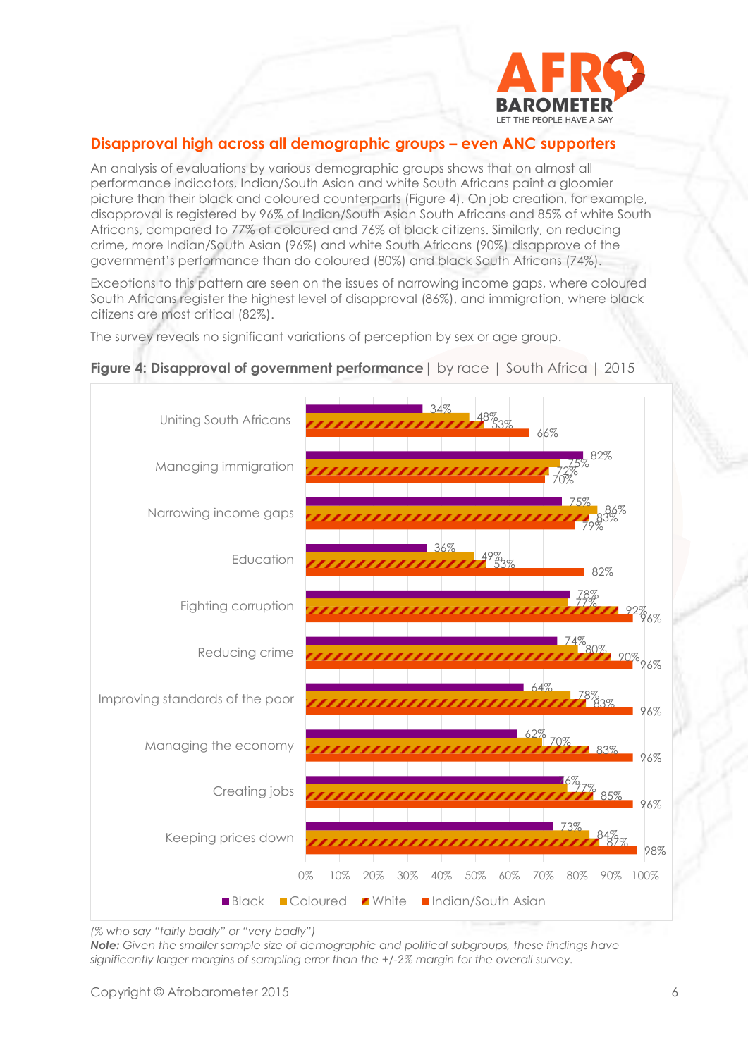## Disapproval high across all demographic groups – even ANC supporters

An analysis of evaluations by various demographic groups shows that on almost all performance indicators, Indian/South Asian and white South Africans paint a gloomier picture than their black and coloured counterparts (Figure 4). On job creation, for example, disapproval is registered by 96% of Indian/South Asian South Africans and 85% of white South Africans, compared to 77% of coloured and 76% of black citizens. Similarly, on reducing crime, more Indian/South Asian (96%) and white South Africans (90%) disapprove of the government's performance than do coloured (80%) and black South Africans (74%).

Exceptions to this pattern are seen on the issues of narrowing income gaps, where coloured South Africans register the highest level of disapproval (86%), and immigration, where black citizens are most critical (82%).

The survey reveals no significant variations of perception by sex or age group.

**Figure 4: Disapproval of government performance** | by race | South Africa | 2015

| | Black | Coloured | White | Indian/South Asian |
|---|---|---|---|---|
| Uniting South Africans | 34% | 48% | 53% | 66% |
| Managing immigration | 82% | 75% | 72% | 70% |
| Narrowing income gaps | 75% | 86% | 83% | 79% |
| Education | 36% | 49% | 53% | 82% |
| Fighting corruption | 78% | 77% | 92% | 96% |
| Reducing crime | 74% | 80% | 90% | 96% |
| Improving standards of the poor | 64% | 78% | 83% | 96% |
| Managing the economy | 62% | 70% | 83% | 96% |
| Creating jobs | 76% | 77% | 85% | 96% |
| Keeping prices down | 73% | 84% | 87% | 98% |

*(% who say "fairly badly" or "very badly")*

***Note:*** *Given the smaller sample size of demographic and political subgroups, these findings have significantly larger margins of sampling error than the +/-2% margin for the overall survey.*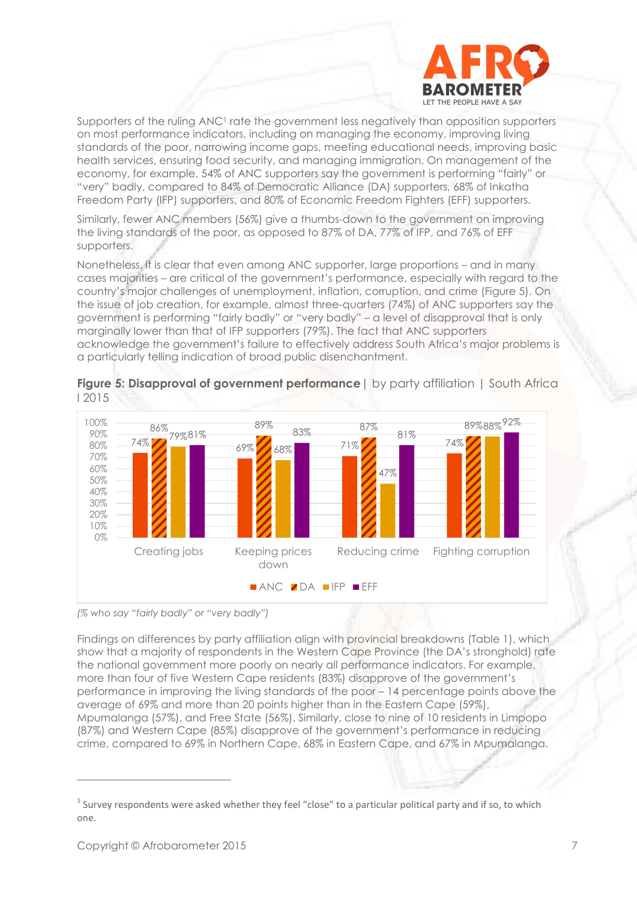Supporters of the ruling ANC[1] rate the government less negatively than opposition supporters on most performance indicators, including on managing the economy, improving living standards of the poor, narrowing income gaps, meeting educational needs, improving basic health services, ensuring food security, and managing immigration. On management of the economy, for example, 54% of ANC supporters say the government is performing "fairly" or "very" badly, compared to 84% of Democratic Alliance (DA) supporters, 68% of Inkatha Freedom Party (IFP) supporters, and 80% of Economic Freedom Fighters (EFF) supporters.

Similarly, fewer ANC members (56%) give a thumbs-down to the government on improving the living standards of the poor, as opposed to 87% of DA, 77% of IFP, and 76% of EFF supporters.

Nonetheless, it is clear that even among ANC supporter, large proportions – and in many cases majorities – are critical of the government's performance, especially with regard to the country's major challenges of unemployment, inflation, corruption, and crime (Figure 5). On the issue of job creation, for example, almost three-quarters (74%) of ANC supporters say the government is performing "fairly badly" or "very badly" – a level of disapproval that is only marginally lower than that of IFP supporters (79%). The fact that ANC supporters acknowledge the government's failure to effectively address South Africa's major problems is a particularly telling indication of broad public disenchantment.

**Figure 5: Disapproval of government performance** | by party affiliation | South Africa | 2015

| | ANC | DA | IFP | EFF |
|---|---|---|---|---|
| Creating jobs | 74% | 86% | 79% | 81% |
| Keeping prices down | 69% | 89% | 68% | 83% |
| Reducing crime | 71% | 87% | 47% | 81% |
| Fighting corruption | 74% | 89% | 88% | 92% |

*(% who say "fairly badly" or "very badly")*

Findings on differences by party affiliation align with provincial breakdowns (Table 1), which show that a majority of respondents in the Western Cape Province (the DA's stronghold) rate the national government more poorly on nearly all performance indicators. For example, more than four of five Western Cape residents (83%) disapprove of the government's performance in improving the living standards of the poor – 14 percentage points above the average of 69% and more than 20 points higher than in the Eastern Cape (59%), Mpumalanga (57%), and Free State (56%). Similarly, close to nine of 10 residents in Limpopo (87%) and Western Cape (85%) disapprove of the government's performance in reducing crime, compared to 69% in Northern Cape, 68% in Eastern Cape, and 67% in Mpumalanga.

[1] Survey respondents were asked whether they feel "close" to a particular political party and if so, to which one.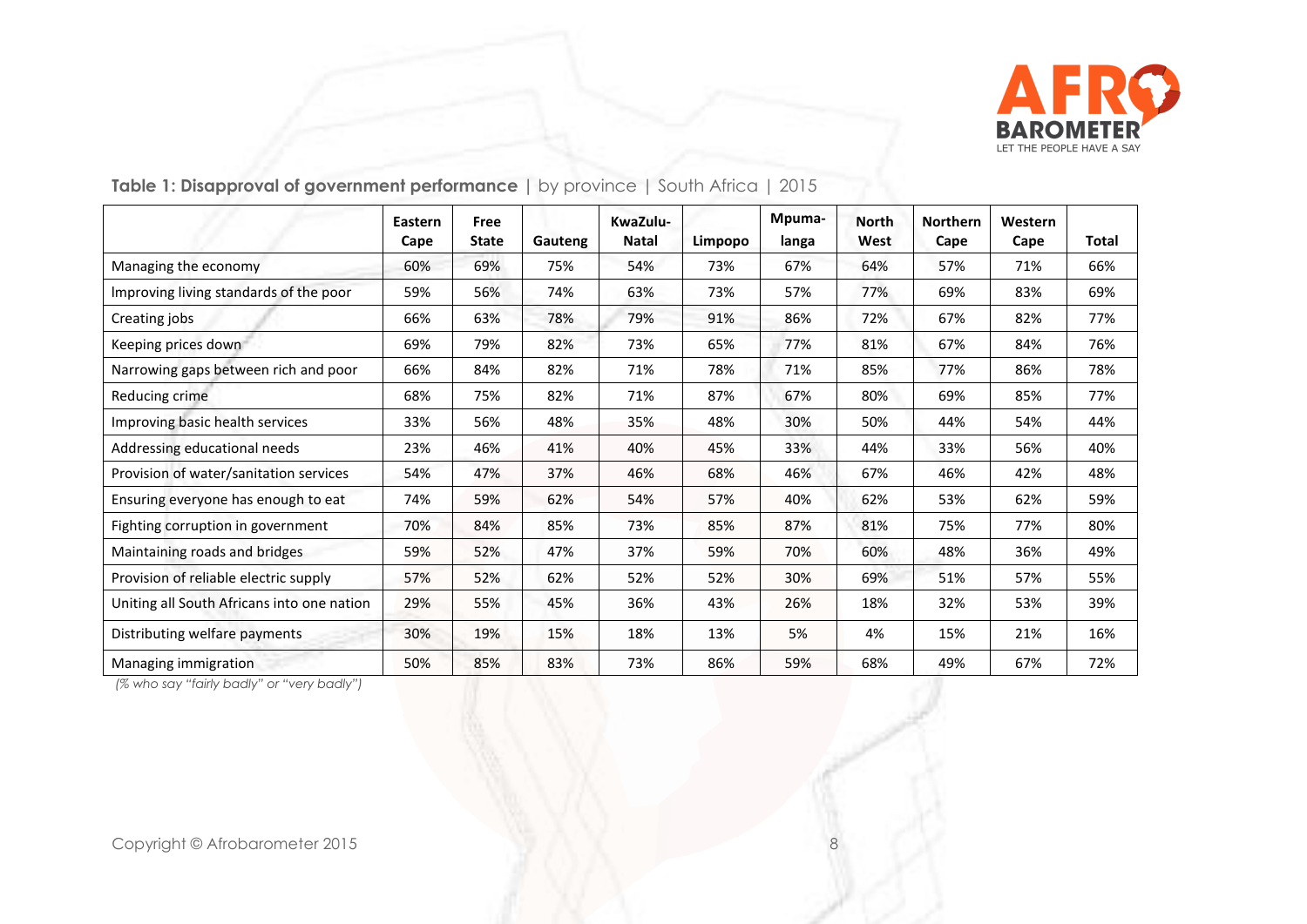**Table 1: Disapproval of government performance** | by province | South Africa | 2015

| | Eastern Cape | Free State | Gauteng | KwaZulu-Natal | Limpopo | Mpuma-langa | North West | Northern Cape | Western Cape | Total |
|---|---|---|---|---|---|---|---|---|---|---|
| Managing the economy | 60% | 69% | 75% | 54% | 73% | 67% | 64% | 57% | 71% | 66% |
| Improving living standards of the poor | 59% | 56% | 74% | 63% | 73% | 57% | 77% | 69% | 83% | 69% |
| Creating jobs | 66% | 63% | 78% | 79% | 91% | 86% | 72% | 67% | 82% | 77% |
| Keeping prices down | 69% | 79% | 82% | 73% | 65% | 77% | 81% | 67% | 84% | 76% |
| Narrowing gaps between rich and poor | 66% | 84% | 82% | 71% | 78% | 71% | 85% | 77% | 86% | 78% |
| Reducing crime | 68% | 75% | 82% | 71% | 87% | 67% | 80% | 69% | 85% | 77% |
| Improving basic health services | 33% | 56% | 48% | 35% | 48% | 30% | 50% | 44% | 54% | 44% |
| Addressing educational needs | 23% | 46% | 41% | 40% | 45% | 33% | 44% | 33% | 56% | 40% |
| Provision of water/sanitation services | 54% | 47% | 37% | 46% | 68% | 46% | 67% | 46% | 42% | 48% |
| Ensuring everyone has enough to eat | 74% | 59% | 62% | 54% | 57% | 40% | 62% | 53% | 62% | 59% |
| Fighting corruption in government | 70% | 84% | 85% | 73% | 85% | 87% | 81% | 75% | 77% | 80% |
| Maintaining roads and bridges | 59% | 52% | 47% | 37% | 59% | 70% | 60% | 48% | 36% | 49% |
| Provision of reliable electric supply | 57% | 52% | 62% | 52% | 52% | 30% | 69% | 51% | 57% | 55% |
| Uniting all South Africans into one nation | 29% | 55% | 45% | 36% | 43% | 26% | 18% | 32% | 53% | 39% |
| Distributing welfare payments | 30% | 19% | 15% | 18% | 13% | 5% | 4% | 15% | 21% | 16% |
| Managing immigration | 50% | 85% | 83% | 73% | 86% | 59% | 68% | 49% | 67% | 72% |

*(% who say "fairly badly" or "very badly")*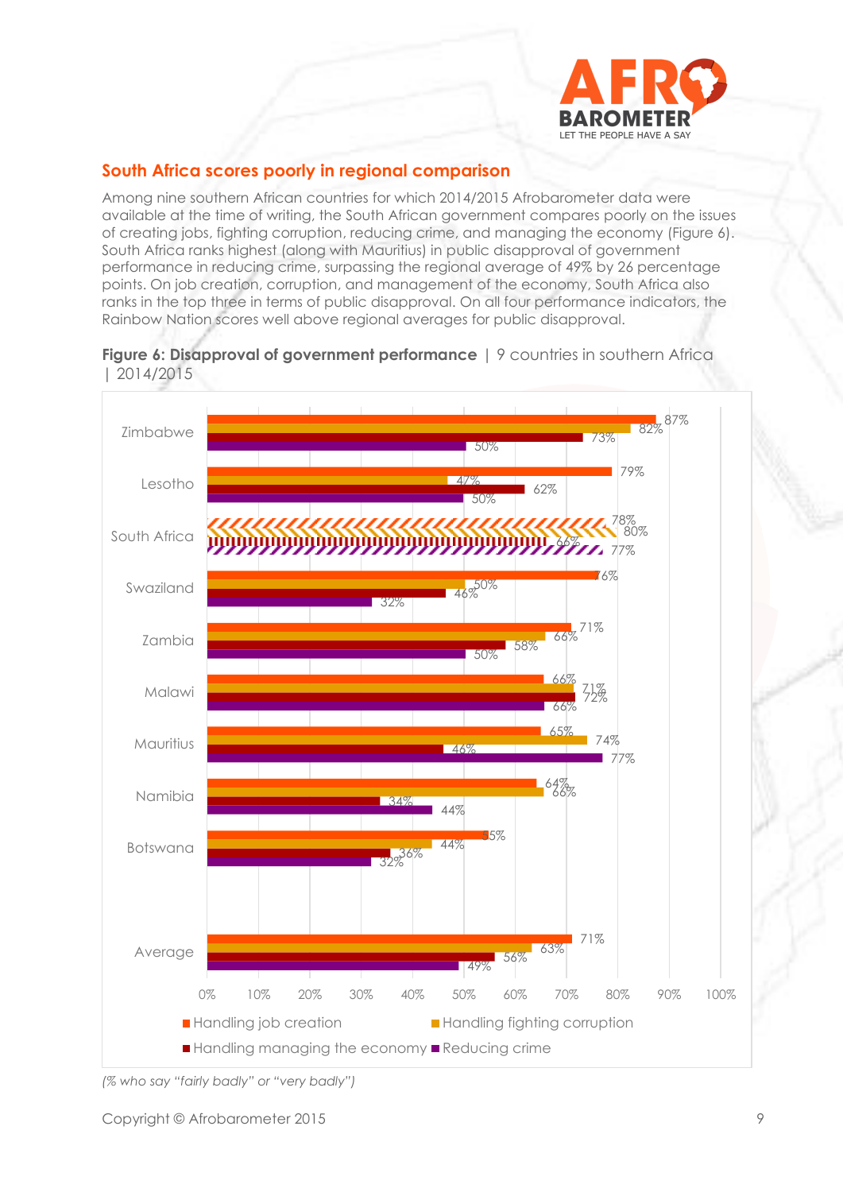## South Africa scores poorly in regional comparison

Among nine southern African countries for which 2014/2015 Afrobarometer data were available at the time of writing, the South African government compares poorly on the issues of creating jobs, fighting corruption, reducing crime, and managing the economy (Figure 6). South Africa ranks highest (along with Mauritius) in public disapproval of government performance in reducing crime, surpassing the regional average of 49% by 26 percentage points. On job creation, corruption, and management of the economy, South Africa also ranks in the top three in terms of public disapproval. On all four performance indicators, the Rainbow Nation scores well above regional averages for public disapproval.

**Figure 6: Disapproval of government performance** | 9 countries in southern Africa | 2014/2015

| Country | Handling job creation | Handling fighting corruption | Handling managing the economy | Reducing crime |
|---|---|---|---|---|
| Zimbabwe | 87% | 82% | 73% | 50% |
| Lesotho | 79% | 47% | 62% | 50% |
| South Africa | 78% | 80% | 66% | 77% |
| Swaziland | 76% | 50% | 46% | 32% |
| Zambia | 71% | 66% | 58% | 50% |
| Malawi | 66% | 71% | 72% | 66% |
| Mauritius | 65% | 74% | 46% | 77% |
| Namibia | 64% | 66% | 34% | 44% |
| Botswana | 55% | 44% | 36% | 32% |
| Average | 71% | 63% | 56% | 49% |

*(% who say "fairly badly" or "very badly")*

Copyright © Afrobarometer 2015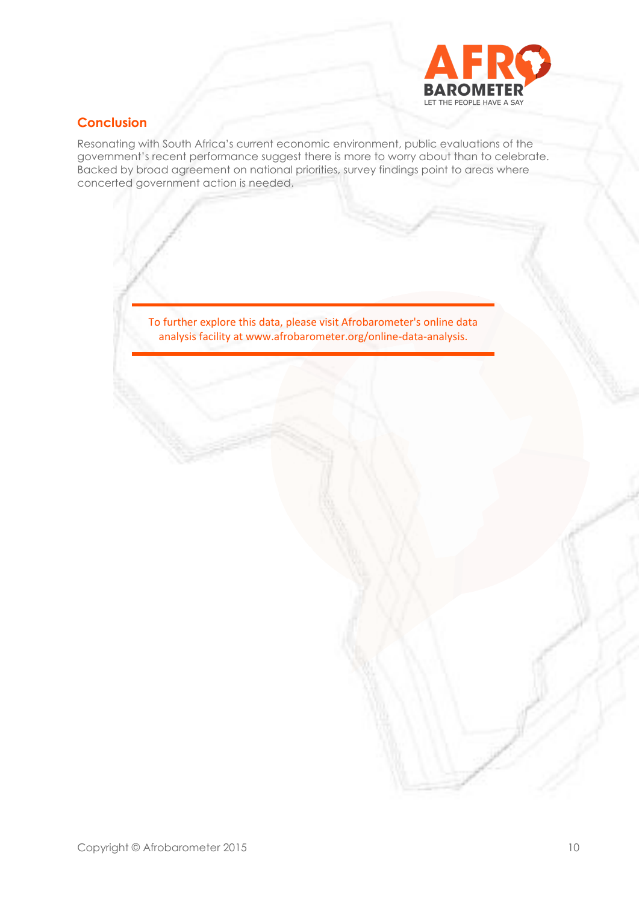## Conclusion

Resonating with South Africa's current economic environment, public evaluations of the government's recent performance suggest there is more to worry about than to celebrate. Backed by broad agreement on national priorities, survey findings point to areas where concerted government action is needed.

---

To further explore this data, please visit Afrobarometer's online data analysis facility at www.afrobarometer.org/online-data-analysis.

---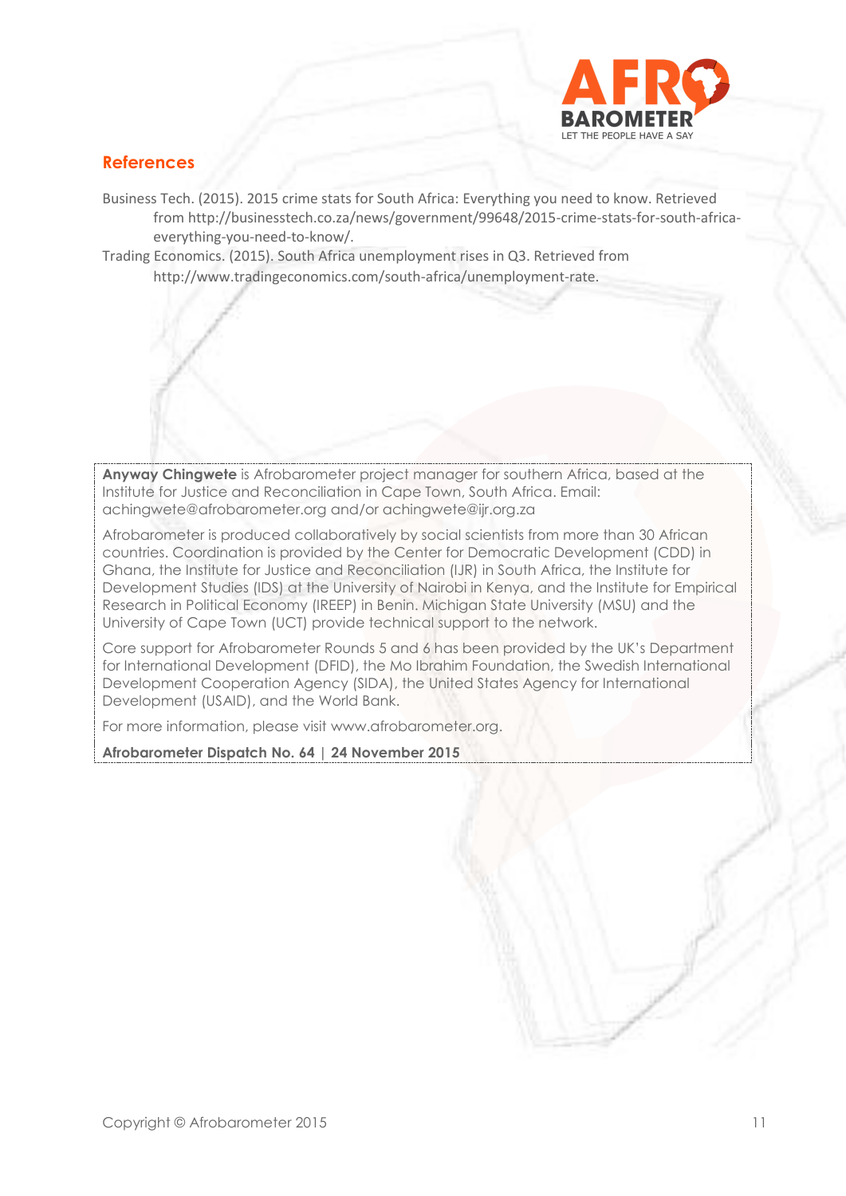## References

Business Tech. (2015). 2015 crime stats for South Africa: Everything you need to know. Retrieved from http://businesstech.co.za/news/government/99648/2015-crime-stats-for-south-africa-everything-you-need-to-know/.

Trading Economics. (2015). South Africa unemployment rises in Q3. Retrieved from http://www.tradingeconomics.com/south-africa/unemployment-rate.

**Anyway Chingwete** is Afrobarometer project manager for southern Africa, based at the Institute for Justice and Reconciliation in Cape Town, South Africa. Email: achingwete@afrobarometer.org and/or achingwete@ijr.org.za

Afrobarometer is produced collaboratively by social scientists from more than 30 African countries. Coordination is provided by the Center for Democratic Development (CDD) in Ghana, the Institute for Justice and Reconciliation (IJR) in South Africa, the Institute for Development Studies (IDS) at the University of Nairobi in Kenya, and the Institute for Empirical Research in Political Economy (IREEP) in Benin. Michigan State University (MSU) and the University of Cape Town (UCT) provide technical support to the network.

Core support for Afrobarometer Rounds 5 and 6 has been provided by the UK's Department for International Development (DFID), the Mo Ibrahim Foundation, the Swedish International Development Cooperation Agency (SIDA), the United States Agency for International Development (USAID), and the World Bank.

For more information, please visit www.afrobarometer.org.

**Afrobarometer Dispatch No. 64 | 24 November 2015**